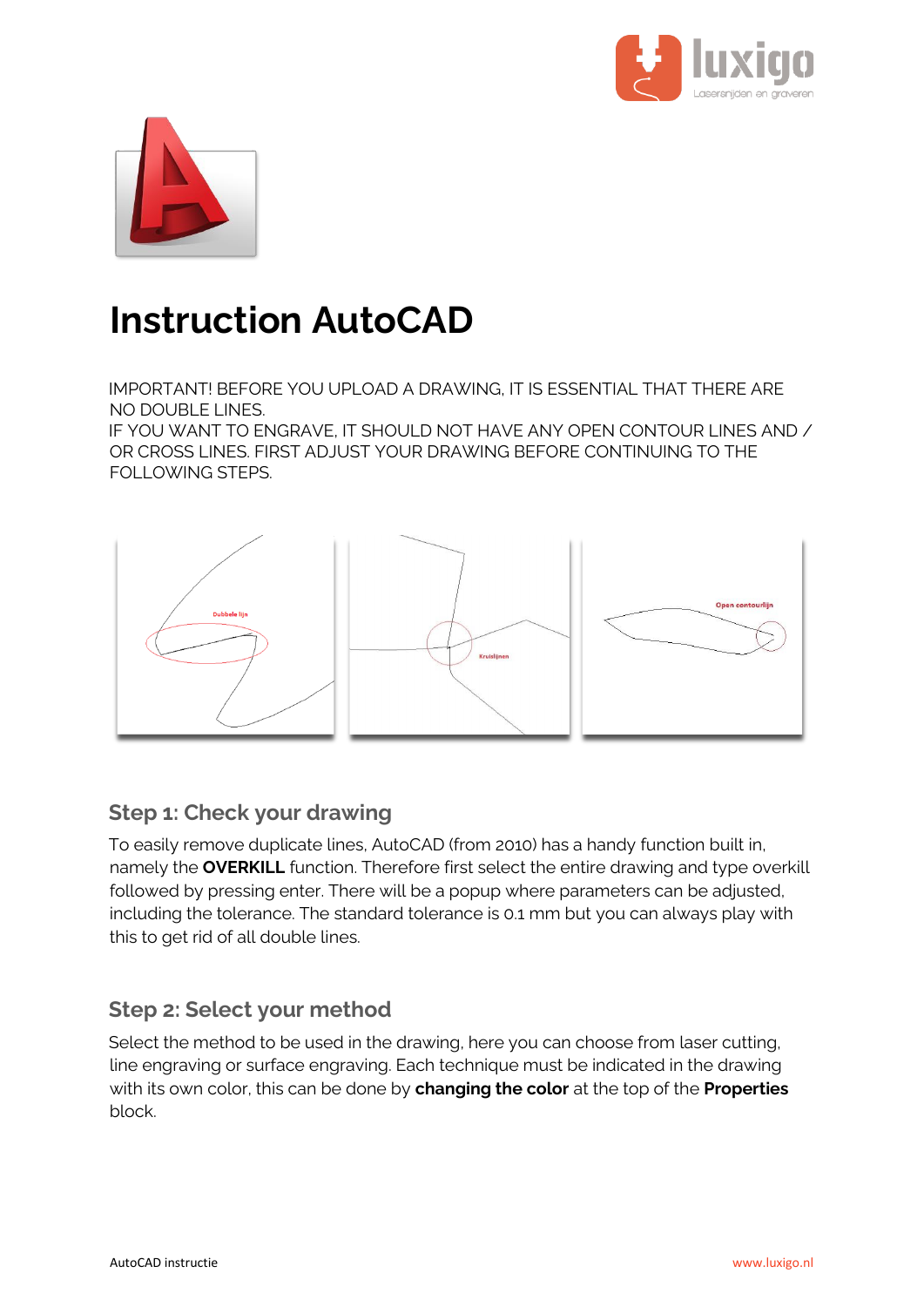# Instruction AutoCAD

IMPORTANT! BEFORE YOU UPLOAD A DRAWING, IT IS ESSENTIAL THAT THERE ARE NO DOUBLE LINES.
IF YOU WANT TO ENGRAVE, IT SHOULD NOT HAVE ANY OPEN CONTOUR LINES AND / OR CROSS LINES. FIRST ADJUST YOUR DRAWING BEFORE CONTINUING TO THE FOLLOWING STEPS.

## Step 1: Check your drawing

To easily remove duplicate lines, AutoCAD (from 2010) has a handy function built in, namely the **OVERKILL** function. Therefore first select the entire drawing and type overkill followed by pressing enter. There will be a popup where parameters can be adjusted, including the tolerance. The standard tolerance is 0.1 mm but you can always play with this to get rid of all double lines.

## Step 2: Select your method

Select the method to be used in the drawing, here you can choose from laser cutting, line engraving or surface engraving. Each technique must be indicated in the drawing with its own color, this can be done by **changing the color** at the top of the **Properties** block.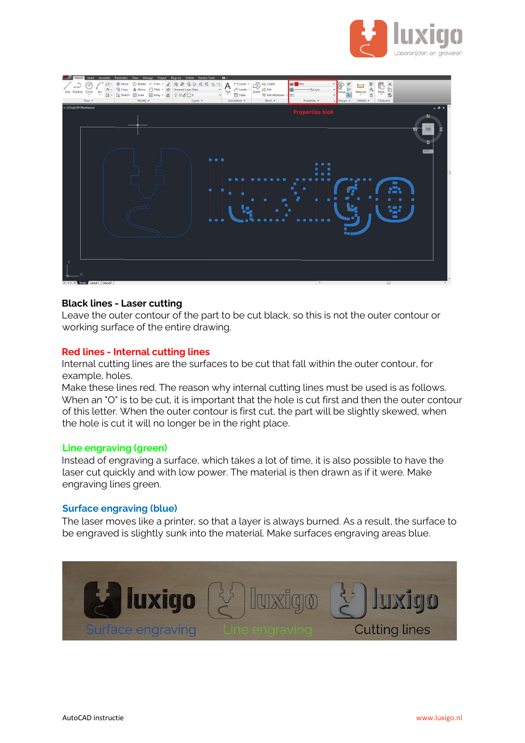### Black lines - Laser cutting

Leave the outer contour of the part to be cut black, so this is not the outer contour or working surface of the entire drawing.

### Red lines - Internal cutting lines

Internal cutting lines are the surfaces to be cut that fall within the outer contour, for example, holes.
Make these lines red. The reason why internal cutting lines must be used is as follows. When an "O" is to be cut, it is important that the hole is cut first and then the outer contour of this letter. When the outer contour is first cut, the part will be slightly skewed, when the hole is cut it will no longer be in the right place.

### Line engraving (green)

Instead of engraving a surface, which takes a lot of time, it is also possible to have the laser cut quickly and with low power. The material is then drawn as if it were. Make engraving lines green.

### Surface engraving (blue)

The laser moves like a printer, so that a layer is always burned. As a result, the surface to be engraved is slightly sunk into the material. Make surfaces engraving areas blue.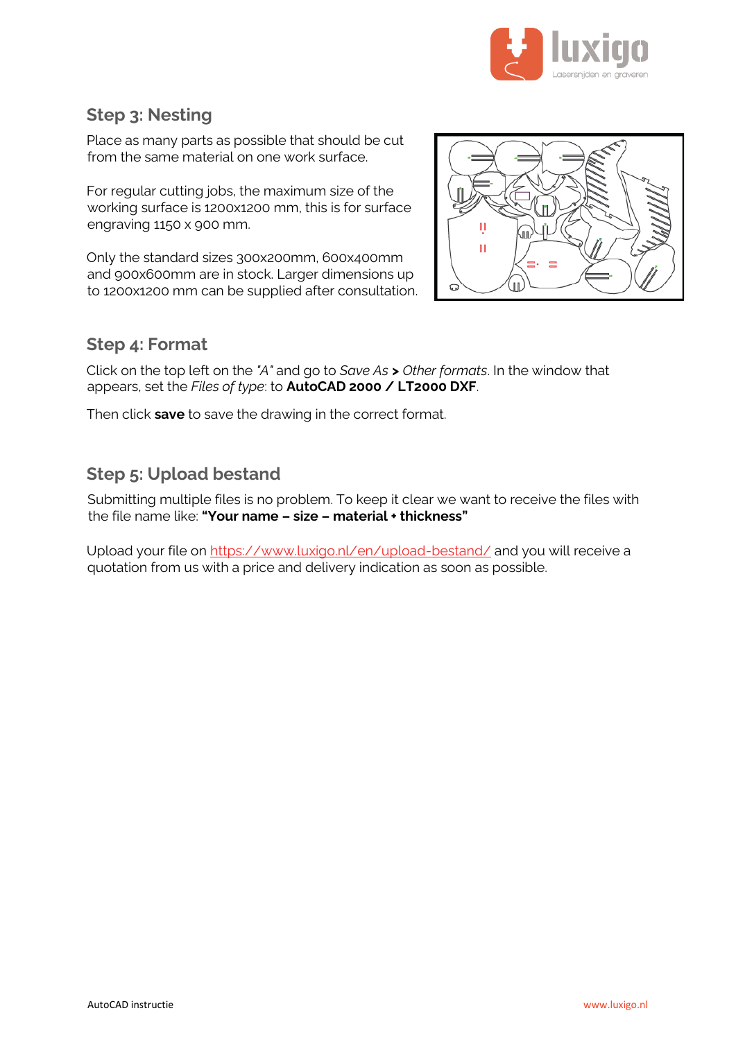## Step 3: Nesting

Place as many parts as possible that should be cut from the same material on one work surface.

For regular cutting jobs, the maximum size of the working surface is 1200x1200 mm, this is for surface engraving 1150 x 900 mm.

Only the standard sizes 300x200mm, 600x400mm and 900x600mm are in stock. Larger dimensions up to 1200x1200 mm can be supplied after consultation.

## Step 4: Format

Click on the top left on the *"A"* and go to *Save As* **>** *Other formats*. In the window that appears, set the *Files of type*: to **AutoCAD 2000 / LT2000 DXF**.

Then click **save** to save the drawing in the correct format.

## Step 5: Upload bestand

Submitting multiple files is no problem. To keep it clear we want to receive the files with the file name like: **"Your name – size – material + thickness"**

Upload your file on https://www.luxigo.nl/en/upload-bestand/ and you will receive a quotation from us with a price and delivery indication as soon as possible.